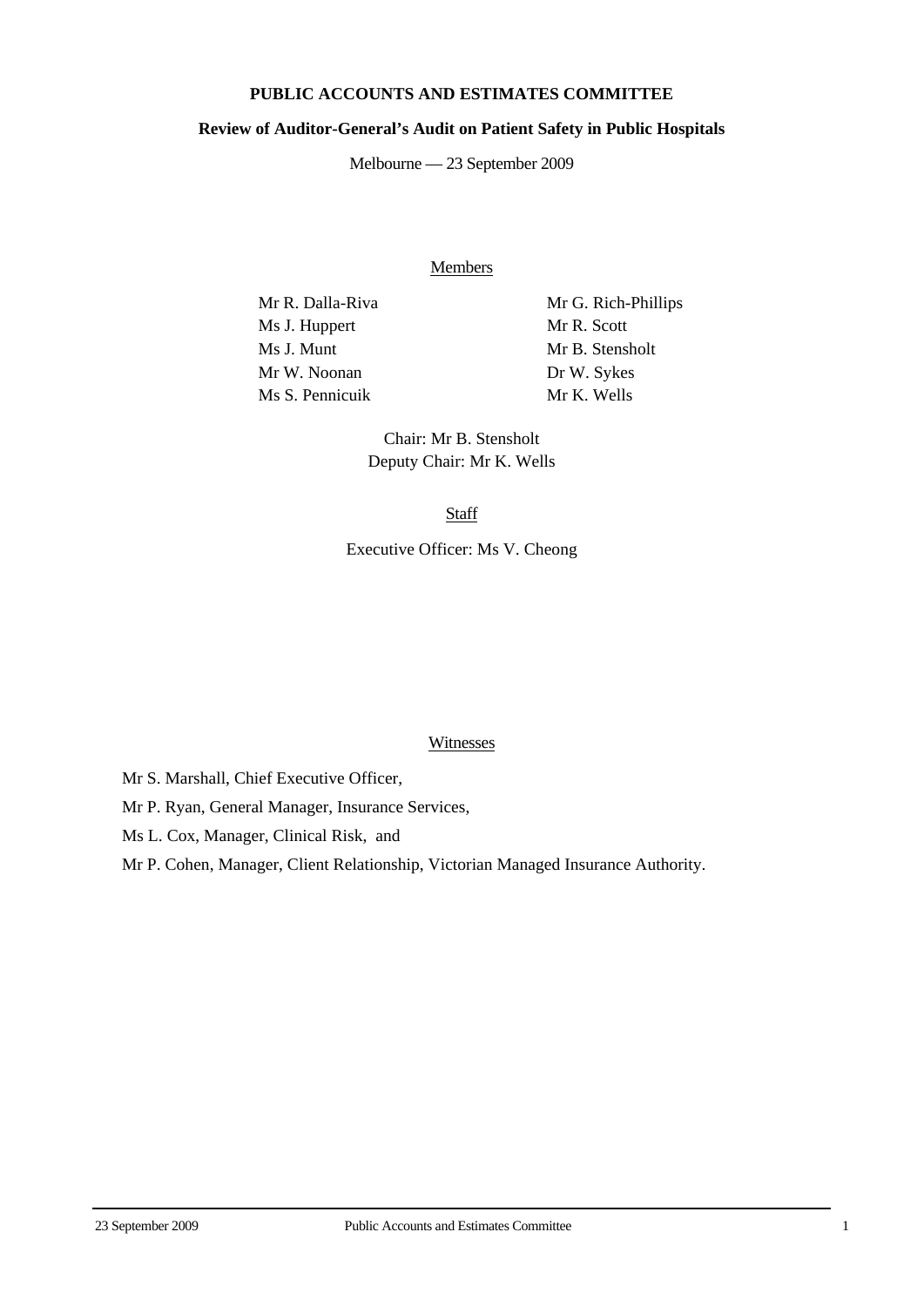# PUBLIC ACCOUNTS AND ESTIMATES COMMITTEE

## Review of Auditor-General's Audit on Patient Safety in Public Hospitals

Melbourne — 23 September 2009

Members

Mr R. Dalla-Riva
Ms J. Huppert
Ms J. Munt
Mr W. Noonan
Ms S. Pennicuik
Mr G. Rich-Phillips
Mr R. Scott
Mr B. Stensholt
Dr W. Sykes
Mr K. Wells

Chair: Mr B. Stensholt
Deputy Chair: Mr K. Wells

Staff

Executive Officer: Ms V. Cheong

Witnesses

Mr S. Marshall, Chief Executive Officer,

Mr P. Ryan, General Manager, Insurance Services,

Ms L. Cox, Manager, Clinical Risk, and

Mr P. Cohen, Manager, Client Relationship, Victorian Managed Insurance Authority.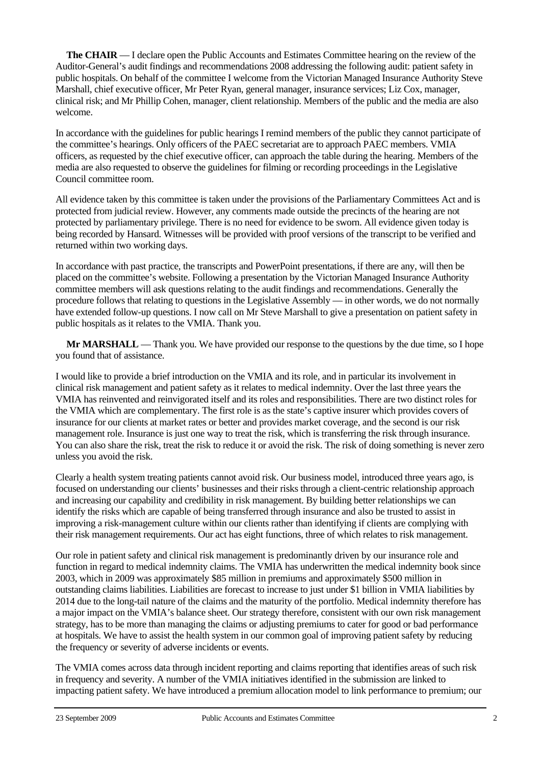**The CHAIR** — I declare open the Public Accounts and Estimates Committee hearing on the review of the Auditor-General's audit findings and recommendations 2008 addressing the following audit: patient safety in public hospitals. On behalf of the committee I welcome from the Victorian Managed Insurance Authority Steve Marshall, chief executive officer, Mr Peter Ryan, general manager, insurance services; Liz Cox, manager, clinical risk; and Mr Phillip Cohen, manager, client relationship. Members of the public and the media are also welcome.

In accordance with the guidelines for public hearings I remind members of the public they cannot participate of the committee's hearings. Only officers of the PAEC secretariat are to approach PAEC members. VMIA officers, as requested by the chief executive officer, can approach the table during the hearing. Members of the media are also requested to observe the guidelines for filming or recording proceedings in the Legislative Council committee room.

All evidence taken by this committee is taken under the provisions of the Parliamentary Committees Act and is protected from judicial review. However, any comments made outside the precincts of the hearing are not protected by parliamentary privilege. There is no need for evidence to be sworn. All evidence given today is being recorded by Hansard. Witnesses will be provided with proof versions of the transcript to be verified and returned within two working days.

In accordance with past practice, the transcripts and PowerPoint presentations, if there are any, will then be placed on the committee's website. Following a presentation by the Victorian Managed Insurance Authority committee members will ask questions relating to the audit findings and recommendations. Generally the procedure follows that relating to questions in the Legislative Assembly — in other words, we do not normally have extended follow-up questions. I now call on Mr Steve Marshall to give a presentation on patient safety in public hospitals as it relates to the VMIA. Thank you.

**Mr MARSHALL** — Thank you. We have provided our response to the questions by the due time, so I hope you found that of assistance.

I would like to provide a brief introduction on the VMIA and its role, and in particular its involvement in clinical risk management and patient safety as it relates to medical indemnity. Over the last three years the VMIA has reinvented and reinvigorated itself and its roles and responsibilities. There are two distinct roles for the VMIA which are complementary. The first role is as the state's captive insurer which provides covers of insurance for our clients at market rates or better and provides market coverage, and the second is our risk management role. Insurance is just one way to treat the risk, which is transferring the risk through insurance. You can also share the risk, treat the risk to reduce it or avoid the risk. The risk of doing something is never zero unless you avoid the risk.

Clearly a health system treating patients cannot avoid risk. Our business model, introduced three years ago, is focused on understanding our clients' businesses and their risks through a client-centric relationship approach and increasing our capability and credibility in risk management. By building better relationships we can identify the risks which are capable of being transferred through insurance and also be trusted to assist in improving a risk-management culture within our clients rather than identifying if clients are complying with their risk management requirements. Our act has eight functions, three of which relates to risk management.

Our role in patient safety and clinical risk management is predominantly driven by our insurance role and function in regard to medical indemnity claims. The VMIA has underwritten the medical indemnity book since 2003, which in 2009 was approximately $85 million in premiums and approximately $500 million in outstanding claims liabilities. Liabilities are forecast to increase to just under $1 billion in VMIA liabilities by 2014 due to the long-tail nature of the claims and the maturity of the portfolio. Medical indemnity therefore has a major impact on the VMIA's balance sheet. Our strategy therefore, consistent with our own risk management strategy, has to be more than managing the claims or adjusting premiums to cater for good or bad performance at hospitals. We have to assist the health system in our common goal of improving patient safety by reducing the frequency or severity of adverse incidents or events.

The VMIA comes across data through incident reporting and claims reporting that identifies areas of such risk in frequency and severity. A number of the VMIA initiatives identified in the submission are linked to impacting patient safety. We have introduced a premium allocation model to link performance to premium; our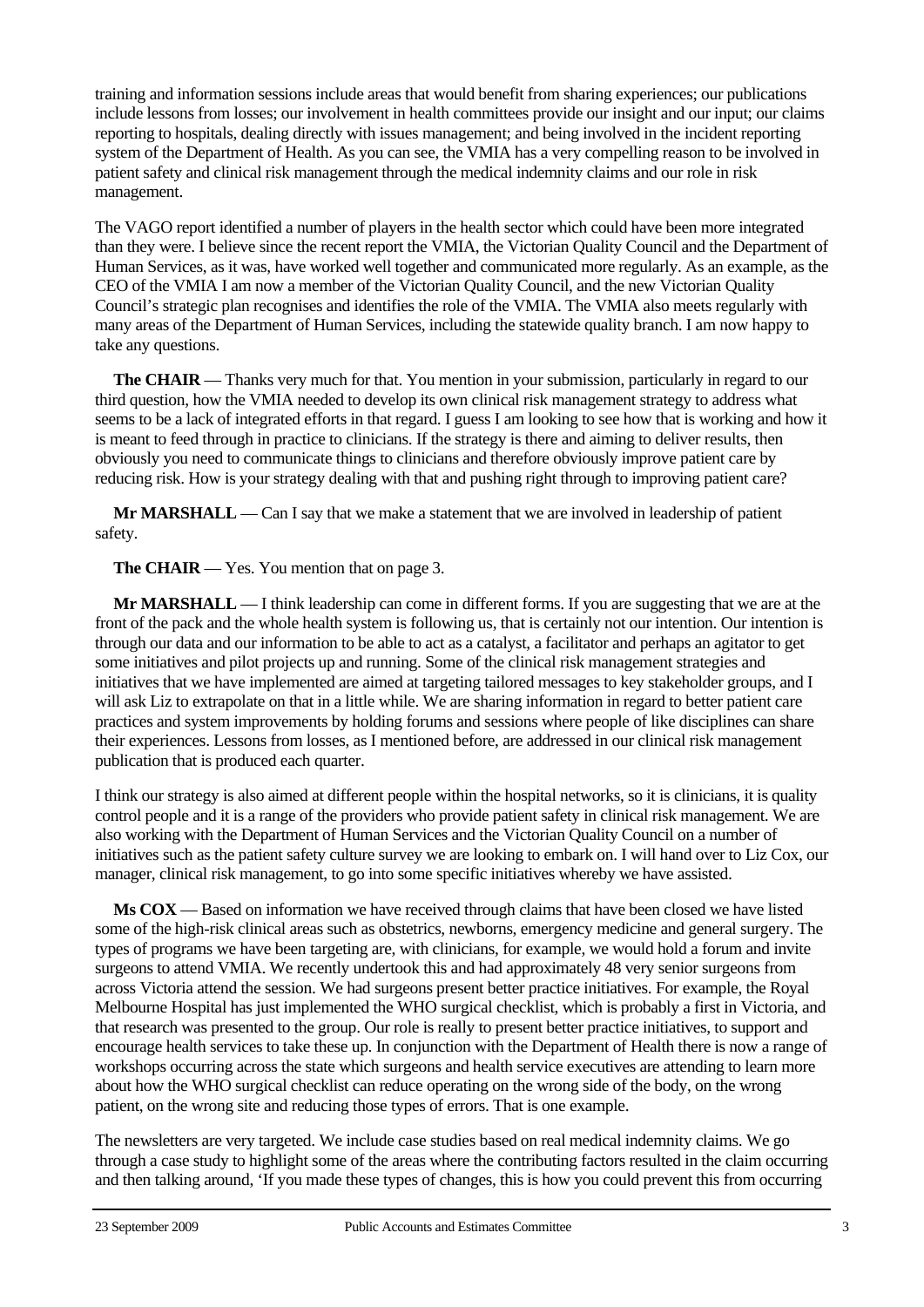training and information sessions include areas that would benefit from sharing experiences; our publications include lessons from losses; our involvement in health committees provide our insight and our input; our claims reporting to hospitals, dealing directly with issues management; and being involved in the incident reporting system of the Department of Health. As you can see, the VMIA has a very compelling reason to be involved in patient safety and clinical risk management through the medical indemnity claims and our role in risk management.

The VAGO report identified a number of players in the health sector which could have been more integrated than they were. I believe since the recent report the VMIA, the Victorian Quality Council and the Department of Human Services, as it was, have worked well together and communicated more regularly. As an example, as the CEO of the VMIA I am now a member of the Victorian Quality Council, and the new Victorian Quality Council's strategic plan recognises and identifies the role of the VMIA. The VMIA also meets regularly with many areas of the Department of Human Services, including the statewide quality branch. I am now happy to take any questions.

**The CHAIR** — Thanks very much for that. You mention in your submission, particularly in regard to our third question, how the VMIA needed to develop its own clinical risk management strategy to address what seems to be a lack of integrated efforts in that regard. I guess I am looking to see how that is working and how it is meant to feed through in practice to clinicians. If the strategy is there and aiming to deliver results, then obviously you need to communicate things to clinicians and therefore obviously improve patient care by reducing risk. How is your strategy dealing with that and pushing right through to improving patient care?

**Mr MARSHALL** — Can I say that we make a statement that we are involved in leadership of patient safety.

**The CHAIR** — Yes. You mention that on page 3.

**Mr MARSHALL** — I think leadership can come in different forms. If you are suggesting that we are at the front of the pack and the whole health system is following us, that is certainly not our intention. Our intention is through our data and our information to be able to act as a catalyst, a facilitator and perhaps an agitator to get some initiatives and pilot projects up and running. Some of the clinical risk management strategies and initiatives that we have implemented are aimed at targeting tailored messages to key stakeholder groups, and I will ask Liz to extrapolate on that in a little while. We are sharing information in regard to better patient care practices and system improvements by holding forums and sessions where people of like disciplines can share their experiences. Lessons from losses, as I mentioned before, are addressed in our clinical risk management publication that is produced each quarter.

I think our strategy is also aimed at different people within the hospital networks, so it is clinicians, it is quality control people and it is a range of the providers who provide patient safety in clinical risk management. We are also working with the Department of Human Services and the Victorian Quality Council on a number of initiatives such as the patient safety culture survey we are looking to embark on. I will hand over to Liz Cox, our manager, clinical risk management, to go into some specific initiatives whereby we have assisted.

**Ms COX** — Based on information we have received through claims that have been closed we have listed some of the high-risk clinical areas such as obstetrics, newborns, emergency medicine and general surgery. The types of programs we have been targeting are, with clinicians, for example, we would hold a forum and invite surgeons to attend VMIA. We recently undertook this and had approximately 48 very senior surgeons from across Victoria attend the session. We had surgeons present better practice initiatives. For example, the Royal Melbourne Hospital has just implemented the WHO surgical checklist, which is probably a first in Victoria, and that research was presented to the group. Our role is really to present better practice initiatives, to support and encourage health services to take these up. In conjunction with the Department of Health there is now a range of workshops occurring across the state which surgeons and health service executives are attending to learn more about how the WHO surgical checklist can reduce operating on the wrong side of the body, on the wrong patient, on the wrong site and reducing those types of errors. That is one example.

The newsletters are very targeted. We include case studies based on real medical indemnity claims. We go through a case study to highlight some of the areas where the contributing factors resulted in the claim occurring and then talking around, 'If you made these types of changes, this is how you could prevent this from occurring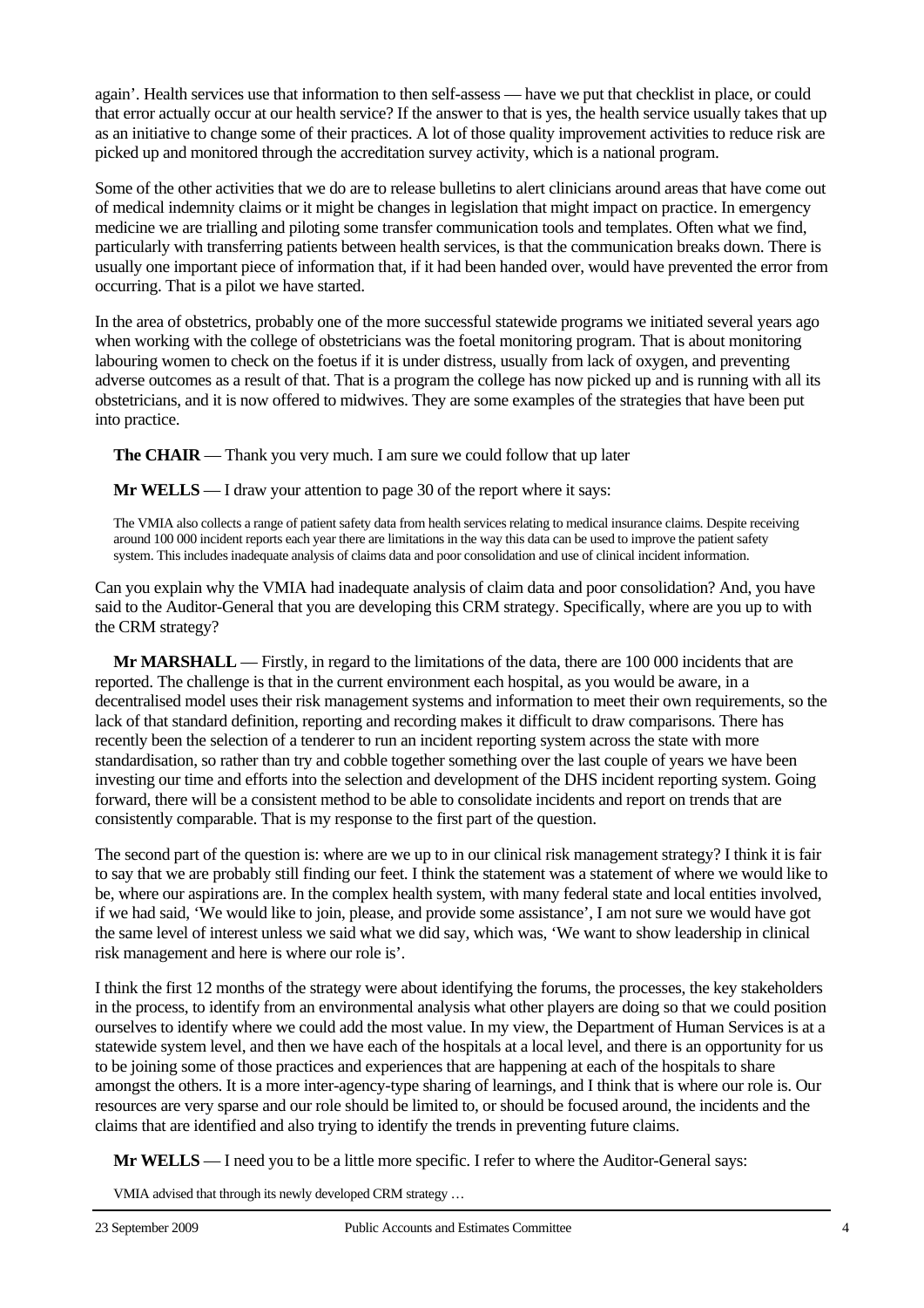again'. Health services use that information to then self-assess — have we put that checklist in place, or could that error actually occur at our health service? If the answer to that is yes, the health service usually takes that up as an initiative to change some of their practices. A lot of those quality improvement activities to reduce risk are picked up and monitored through the accreditation survey activity, which is a national program.

Some of the other activities that we do are to release bulletins to alert clinicians around areas that have come out of medical indemnity claims or it might be changes in legislation that might impact on practice. In emergency medicine we are trialling and piloting some transfer communication tools and templates. Often what we find, particularly with transferring patients between health services, is that the communication breaks down. There is usually one important piece of information that, if it had been handed over, would have prevented the error from occurring. That is a pilot we have started.

In the area of obstetrics, probably one of the more successful statewide programs we initiated several years ago when working with the college of obstetricians was the foetal monitoring program. That is about monitoring labouring women to check on the foetus if it is under distress, usually from lack of oxygen, and preventing adverse outcomes as a result of that. That is a program the college has now picked up and is running with all its obstetricians, and it is now offered to midwives. They are some examples of the strategies that have been put into practice.

**The CHAIR** — Thank you very much. I am sure we could follow that up later

**Mr WELLS** — I draw your attention to page 30 of the report where it says:

> The VMIA also collects a range of patient safety data from health services relating to medical insurance claims. Despite receiving around 100 000 incident reports each year there are limitations in the way this data can be used to improve the patient safety system. This includes inadequate analysis of claims data and poor consolidation and use of clinical incident information.

Can you explain why the VMIA had inadequate analysis of claim data and poor consolidation? And, you have said to the Auditor-General that you are developing this CRM strategy. Specifically, where are you up to with the CRM strategy?

**Mr MARSHALL** — Firstly, in regard to the limitations of the data, there are 100 000 incidents that are reported. The challenge is that in the current environment each hospital, as you would be aware, in a decentralised model uses their risk management systems and information to meet their own requirements, so the lack of that standard definition, reporting and recording makes it difficult to draw comparisons. There has recently been the selection of a tenderer to run an incident reporting system across the state with more standardisation, so rather than try and cobble together something over the last couple of years we have been investing our time and efforts into the selection and development of the DHS incident reporting system. Going forward, there will be a consistent method to be able to consolidate incidents and report on trends that are consistently comparable. That is my response to the first part of the question.

The second part of the question is: where are we up to in our clinical risk management strategy? I think it is fair to say that we are probably still finding our feet. I think the statement was a statement of where we would like to be, where our aspirations are. In the complex health system, with many federal state and local entities involved, if we had said, 'We would like to join, please, and provide some assistance', I am not sure we would have got the same level of interest unless we said what we did say, which was, 'We want to show leadership in clinical risk management and here is where our role is'.

I think the first 12 months of the strategy were about identifying the forums, the processes, the key stakeholders in the process, to identify from an environmental analysis what other players are doing so that we could position ourselves to identify where we could add the most value. In my view, the Department of Human Services is at a statewide system level, and then we have each of the hospitals at a local level, and there is an opportunity for us to be joining some of those practices and experiences that are happening at each of the hospitals to share amongst the others. It is a more inter-agency-type sharing of learnings, and I think that is where our role is. Our resources are very sparse and our role should be limited to, or should be focused around, the incidents and the claims that are identified and also trying to identify the trends in preventing future claims.

**Mr WELLS** — I need you to be a little more specific. I refer to where the Auditor-General says:

> VMIA advised that through its newly developed CRM strategy …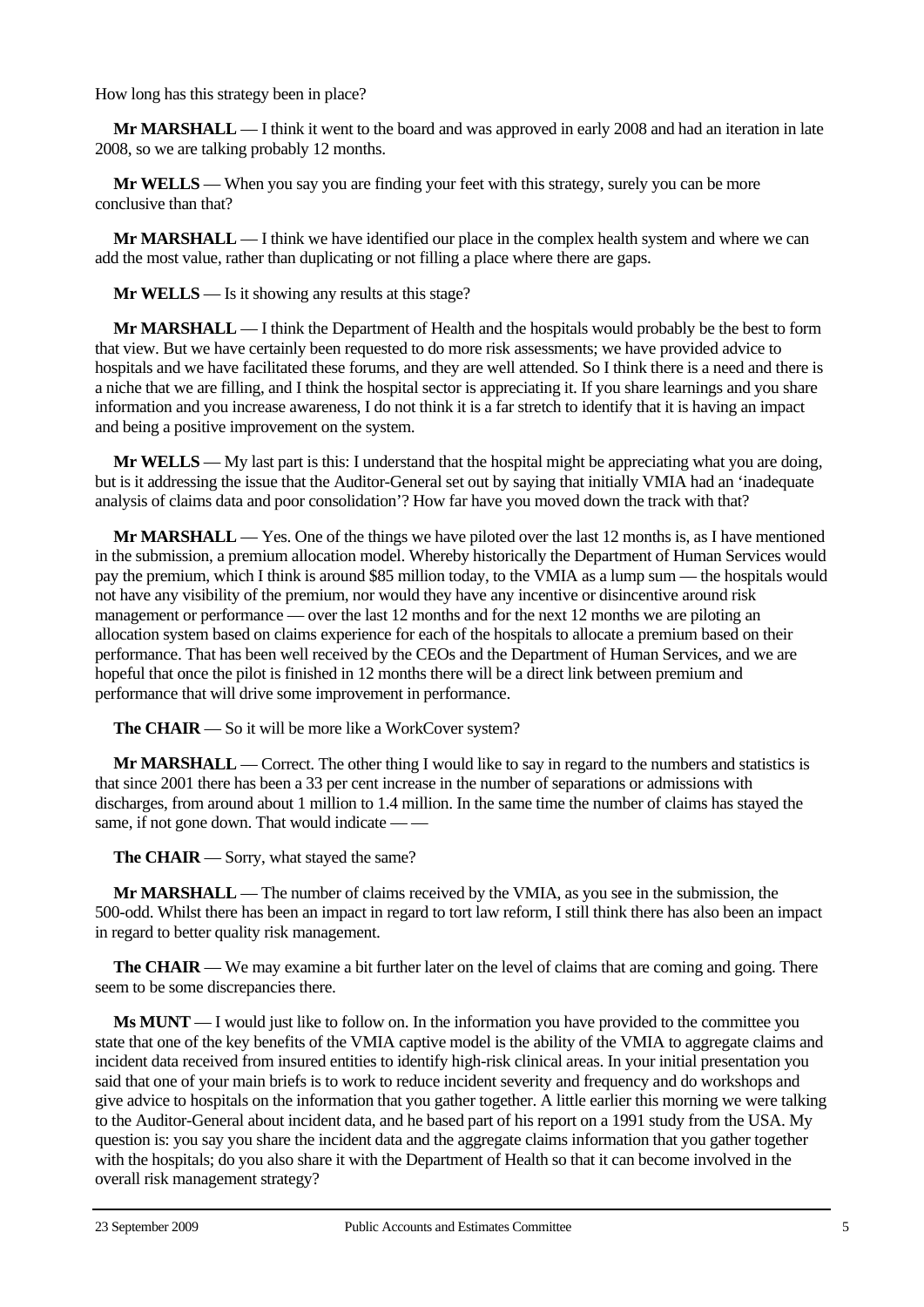How long has this strategy been in place?

**Mr MARSHALL** — I think it went to the board and was approved in early 2008 and had an iteration in late 2008, so we are talking probably 12 months.

**Mr WELLS** — When you say you are finding your feet with this strategy, surely you can be more conclusive than that?

**Mr MARSHALL** — I think we have identified our place in the complex health system and where we can add the most value, rather than duplicating or not filling a place where there are gaps.

**Mr WELLS** — Is it showing any results at this stage?

**Mr MARSHALL** — I think the Department of Health and the hospitals would probably be the best to form that view. But we have certainly been requested to do more risk assessments; we have provided advice to hospitals and we have facilitated these forums, and they are well attended. So I think there is a need and there is a niche that we are filling, and I think the hospital sector is appreciating it. If you share learnings and you share information and you increase awareness, I do not think it is a far stretch to identify that it is having an impact and being a positive improvement on the system.

**Mr WELLS** — My last part is this: I understand that the hospital might be appreciating what you are doing, but is it addressing the issue that the Auditor-General set out by saying that initially VMIA had an 'inadequate analysis of claims data and poor consolidation'? How far have you moved down the track with that?

**Mr MARSHALL** — Yes. One of the things we have piloted over the last 12 months is, as I have mentioned in the submission, a premium allocation model. Whereby historically the Department of Human Services would pay the premium, which I think is around $85 million today, to the VMIA as a lump sum — the hospitals would not have any visibility of the premium, nor would they have any incentive or disincentive around risk management or performance — over the last 12 months and for the next 12 months we are piloting an allocation system based on claims experience for each of the hospitals to allocate a premium based on their performance. That has been well received by the CEOs and the Department of Human Services, and we are hopeful that once the pilot is finished in 12 months there will be a direct link between premium and performance that will drive some improvement in performance.

**The CHAIR** — So it will be more like a WorkCover system?

**Mr MARSHALL** — Correct. The other thing I would like to say in regard to the numbers and statistics is that since 2001 there has been a 33 per cent increase in the number of separations or admissions with discharges, from around about 1 million to 1.4 million. In the same time the number of claims has stayed the same, if not gone down. That would indicate — —

**The CHAIR** — Sorry, what stayed the same?

**Mr MARSHALL** — The number of claims received by the VMIA, as you see in the submission, the 500-odd. Whilst there has been an impact in regard to tort law reform, I still think there has also been an impact in regard to better quality risk management.

**The CHAIR** — We may examine a bit further later on the level of claims that are coming and going. There seem to be some discrepancies there.

**Ms MUNT** — I would just like to follow on. In the information you have provided to the committee you state that one of the key benefits of the VMIA captive model is the ability of the VMIA to aggregate claims and incident data received from insured entities to identify high-risk clinical areas. In your initial presentation you said that one of your main briefs is to work to reduce incident severity and frequency and do workshops and give advice to hospitals on the information that you gather together. A little earlier this morning we were talking to the Auditor-General about incident data, and he based part of his report on a 1991 study from the USA. My question is: you say you share the incident data and the aggregate claims information that you gather together with the hospitals; do you also share it with the Department of Health so that it can become involved in the overall risk management strategy?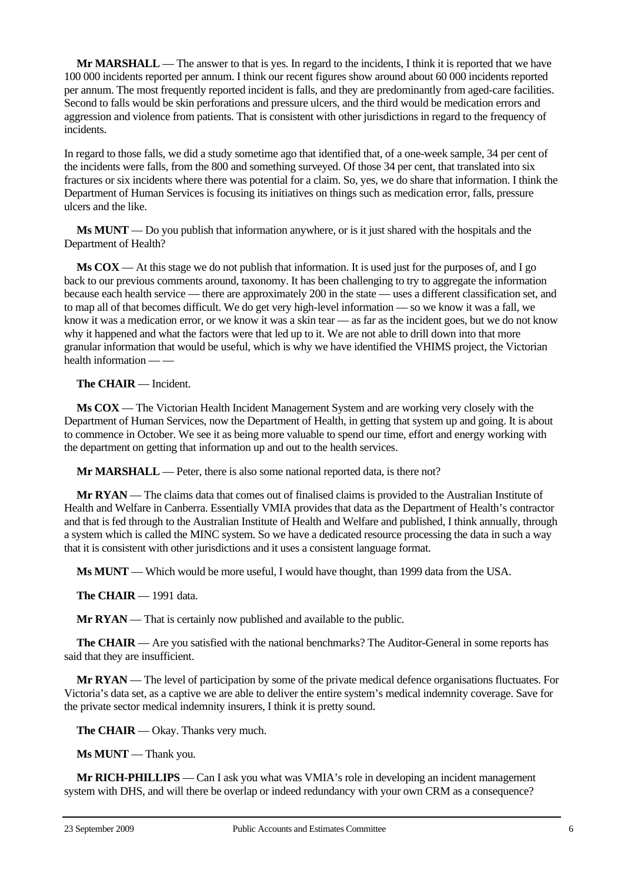**Mr MARSHALL** — The answer to that is yes. In regard to the incidents, I think it is reported that we have 100 000 incidents reported per annum. I think our recent figures show around about 60 000 incidents reported per annum. The most frequently reported incident is falls, and they are predominantly from aged-care facilities. Second to falls would be skin perforations and pressure ulcers, and the third would be medication errors and aggression and violence from patients. That is consistent with other jurisdictions in regard to the frequency of incidents.

In regard to those falls, we did a study sometime ago that identified that, of a one-week sample, 34 per cent of the incidents were falls, from the 800 and something surveyed. Of those 34 per cent, that translated into six fractures or six incidents where there was potential for a claim. So, yes, we do share that information. I think the Department of Human Services is focusing its initiatives on things such as medication error, falls, pressure ulcers and the like.

**Ms MUNT** — Do you publish that information anywhere, or is it just shared with the hospitals and the Department of Health?

**Ms COX** — At this stage we do not publish that information. It is used just for the purposes of, and I go back to our previous comments around, taxonomy. It has been challenging to try to aggregate the information because each health service — there are approximately 200 in the state — uses a different classification set, and to map all of that becomes difficult. We do get very high-level information — so we know it was a fall, we know it was a medication error, or we know it was a skin tear — as far as the incident goes, but we do not know why it happened and what the factors were that led up to it. We are not able to drill down into that more granular information that would be useful, which is why we have identified the VHIMS project, the Victorian health information — —

**The CHAIR** — Incident.

**Ms COX** — The Victorian Health Incident Management System and are working very closely with the Department of Human Services, now the Department of Health, in getting that system up and going. It is about to commence in October. We see it as being more valuable to spend our time, effort and energy working with the department on getting that information up and out to the health services.

**Mr MARSHALL** — Peter, there is also some national reported data, is there not?

**Mr RYAN** — The claims data that comes out of finalised claims is provided to the Australian Institute of Health and Welfare in Canberra. Essentially VMIA provides that data as the Department of Health's contractor and that is fed through to the Australian Institute of Health and Welfare and published, I think annually, through a system which is called the MINC system. So we have a dedicated resource processing the data in such a way that it is consistent with other jurisdictions and it uses a consistent language format.

**Ms MUNT** — Which would be more useful, I would have thought, than 1999 data from the USA.

**The CHAIR** — 1991 data.

**Mr RYAN** — That is certainly now published and available to the public.

**The CHAIR** — Are you satisfied with the national benchmarks? The Auditor-General in some reports has said that they are insufficient.

**Mr RYAN** — The level of participation by some of the private medical defence organisations fluctuates. For Victoria's data set, as a captive we are able to deliver the entire system's medical indemnity coverage. Save for the private sector medical indemnity insurers, I think it is pretty sound.

**The CHAIR** — Okay. Thanks very much.

**Ms MUNT** — Thank you.

**Mr RICH-PHILLIPS** — Can I ask you what was VMIA's role in developing an incident management system with DHS, and will there be overlap or indeed redundancy with your own CRM as a consequence?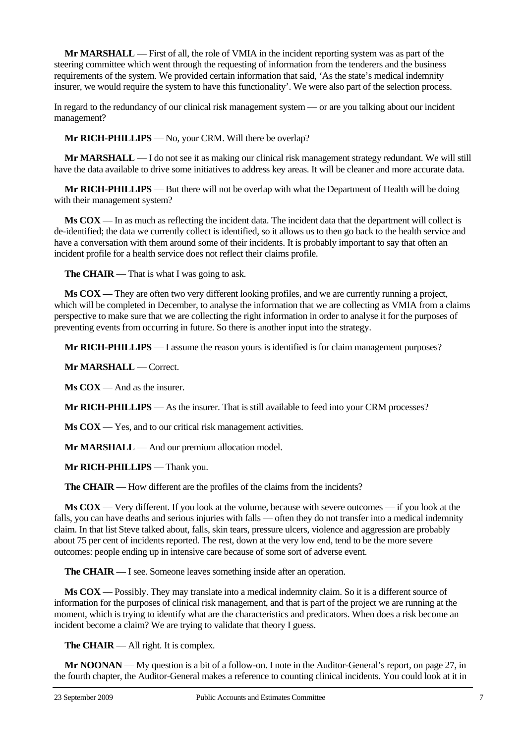**Mr MARSHALL** — First of all, the role of VMIA in the incident reporting system was as part of the steering committee which went through the requesting of information from the tenderers and the business requirements of the system. We provided certain information that said, 'As the state's medical indemnity insurer, we would require the system to have this functionality'. We were also part of the selection process.

In regard to the redundancy of our clinical risk management system — or are you talking about our incident management?

**Mr RICH-PHILLIPS** — No, your CRM. Will there be overlap?

**Mr MARSHALL** — I do not see it as making our clinical risk management strategy redundant. We will still have the data available to drive some initiatives to address key areas. It will be cleaner and more accurate data.

**Mr RICH-PHILLIPS** — But there will not be overlap with what the Department of Health will be doing with their management system?

**Ms COX** — In as much as reflecting the incident data. The incident data that the department will collect is de-identified; the data we currently collect is identified, so it allows us to then go back to the health service and have a conversation with them around some of their incidents. It is probably important to say that often an incident profile for a health service does not reflect their claims profile.

**The CHAIR** — That is what I was going to ask.

**Ms COX** — They are often two very different looking profiles, and we are currently running a project, which will be completed in December, to analyse the information that we are collecting as VMIA from a claims perspective to make sure that we are collecting the right information in order to analyse it for the purposes of preventing events from occurring in future. So there is another input into the strategy.

**Mr RICH-PHILLIPS** — I assume the reason yours is identified is for claim management purposes?

**Mr MARSHALL** — Correct.

**Ms COX** — And as the insurer.

**Mr RICH-PHILLIPS** — As the insurer. That is still available to feed into your CRM processes?

**Ms COX** — Yes, and to our critical risk management activities.

**Mr MARSHALL** — And our premium allocation model.

**Mr RICH-PHILLIPS** — Thank you.

**The CHAIR** — How different are the profiles of the claims from the incidents?

**Ms COX** — Very different. If you look at the volume, because with severe outcomes — if you look at the falls, you can have deaths and serious injuries with falls — often they do not transfer into a medical indemnity claim. In that list Steve talked about, falls, skin tears, pressure ulcers, violence and aggression are probably about 75 per cent of incidents reported. The rest, down at the very low end, tend to be the more severe outcomes: people ending up in intensive care because of some sort of adverse event.

**The CHAIR** — I see. Someone leaves something inside after an operation.

**Ms COX** — Possibly. They may translate into a medical indemnity claim. So it is a different source of information for the purposes of clinical risk management, and that is part of the project we are running at the moment, which is trying to identify what are the characteristics and predicators. When does a risk become an incident become a claim? We are trying to validate that theory I guess.

**The CHAIR** — All right. It is complex.

**Mr NOONAN** — My question is a bit of a follow-on. I note in the Auditor-General's report, on page 27, in the fourth chapter, the Auditor-General makes a reference to counting clinical incidents. You could look at it in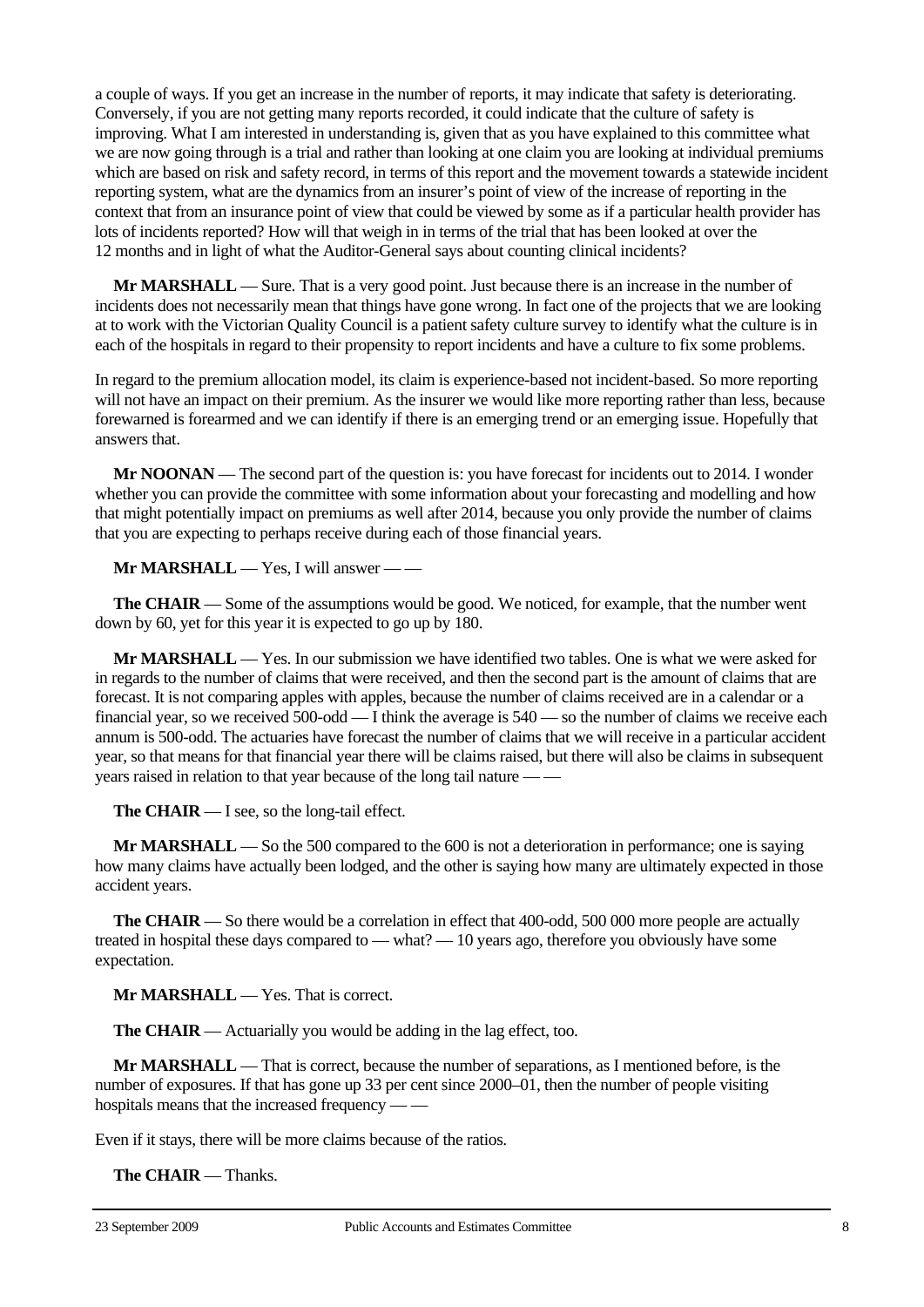a couple of ways. If you get an increase in the number of reports, it may indicate that safety is deteriorating. Conversely, if you are not getting many reports recorded, it could indicate that the culture of safety is improving. What I am interested in understanding is, given that as you have explained to this committee what we are now going through is a trial and rather than looking at one claim you are looking at individual premiums which are based on risk and safety record, in terms of this report and the movement towards a statewide incident reporting system, what are the dynamics from an insurer's point of view of the increase of reporting in the context that from an insurance point of view that could be viewed by some as if a particular health provider has lots of incidents reported? How will that weigh in in terms of the trial that has been looked at over the 12 months and in light of what the Auditor-General says about counting clinical incidents?

**Mr MARSHALL** — Sure. That is a very good point. Just because there is an increase in the number of incidents does not necessarily mean that things have gone wrong. In fact one of the projects that we are looking at to work with the Victorian Quality Council is a patient safety culture survey to identify what the culture is in each of the hospitals in regard to their propensity to report incidents and have a culture to fix some problems.

In regard to the premium allocation model, its claim is experience-based not incident-based. So more reporting will not have an impact on their premium. As the insurer we would like more reporting rather than less, because forewarned is forearmed and we can identify if there is an emerging trend or an emerging issue. Hopefully that answers that.

**Mr NOONAN** — The second part of the question is: you have forecast for incidents out to 2014. I wonder whether you can provide the committee with some information about your forecasting and modelling and how that might potentially impact on premiums as well after 2014, because you only provide the number of claims that you are expecting to perhaps receive during each of those financial years.

**Mr MARSHALL** — Yes, I will answer — —

**The CHAIR** — Some of the assumptions would be good. We noticed, for example, that the number went down by 60, yet for this year it is expected to go up by 180.

**Mr MARSHALL** — Yes. In our submission we have identified two tables. One is what we were asked for in regards to the number of claims that were received, and then the second part is the amount of claims that are forecast. It is not comparing apples with apples, because the number of claims received are in a calendar or a financial year, so we received 500-odd — I think the average is 540 — so the number of claims we receive each annum is 500-odd. The actuaries have forecast the number of claims that we will receive in a particular accident year, so that means for that financial year there will be claims raised, but there will also be claims in subsequent years raised in relation to that year because of the long tail nature — —

**The CHAIR** — I see, so the long-tail effect.

**Mr MARSHALL** — So the 500 compared to the 600 is not a deterioration in performance; one is saying how many claims have actually been lodged, and the other is saying how many are ultimately expected in those accident years.

**The CHAIR** — So there would be a correlation in effect that 400-odd, 500 000 more people are actually treated in hospital these days compared to — what? — 10 years ago, therefore you obviously have some expectation.

**Mr MARSHALL** — Yes. That is correct.

**The CHAIR** — Actuarially you would be adding in the lag effect, too.

**Mr MARSHALL** — That is correct, because the number of separations, as I mentioned before, is the number of exposures. If that has gone up 33 per cent since 2000–01, then the number of people visiting hospitals means that the increased frequency — —

Even if it stays, there will be more claims because of the ratios.

**The CHAIR** — Thanks.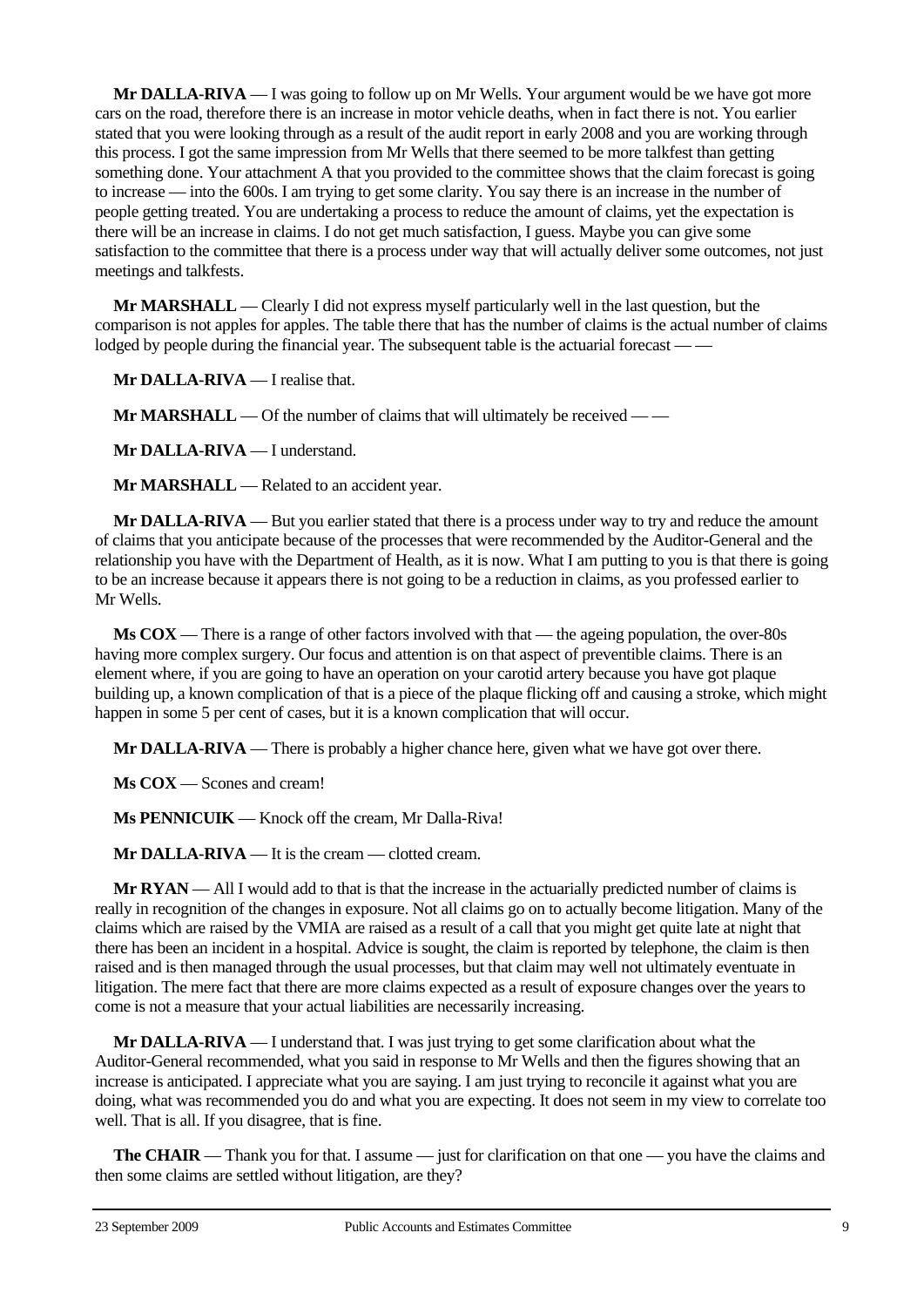**Mr DALLA-RIVA** — I was going to follow up on Mr Wells. Your argument would be we have got more cars on the road, therefore there is an increase in motor vehicle deaths, when in fact there is not. You earlier stated that you were looking through as a result of the audit report in early 2008 and you are working through this process. I got the same impression from Mr Wells that there seemed to be more talkfest than getting something done. Your attachment A that you provided to the committee shows that the claim forecast is going to increase — into the 600s. I am trying to get some clarity. You say there is an increase in the number of people getting treated. You are undertaking a process to reduce the amount of claims, yet the expectation is there will be an increase in claims. I do not get much satisfaction, I guess. Maybe you can give some satisfaction to the committee that there is a process under way that will actually deliver some outcomes, not just meetings and talkfests.

**Mr MARSHALL** — Clearly I did not express myself particularly well in the last question, but the comparison is not apples for apples. The table there that has the number of claims is the actual number of claims lodged by people during the financial year. The subsequent table is the actuarial forecast — —

**Mr DALLA-RIVA** — I realise that.

**Mr MARSHALL** — Of the number of claims that will ultimately be received — —

**Mr DALLA-RIVA** — I understand.

**Mr MARSHALL** — Related to an accident year.

**Mr DALLA-RIVA** — But you earlier stated that there is a process under way to try and reduce the amount of claims that you anticipate because of the processes that were recommended by the Auditor-General and the relationship you have with the Department of Health, as it is now. What I am putting to you is that there is going to be an increase because it appears there is not going to be a reduction in claims, as you professed earlier to Mr Wells.

**Ms COX** — There is a range of other factors involved with that — the ageing population, the over-80s having more complex surgery. Our focus and attention is on that aspect of preventible claims. There is an element where, if you are going to have an operation on your carotid artery because you have got plaque building up, a known complication of that is a piece of the plaque flicking off and causing a stroke, which might happen in some 5 per cent of cases, but it is a known complication that will occur.

**Mr DALLA-RIVA** — There is probably a higher chance here, given what we have got over there.

**Ms COX** — Scones and cream!

**Ms PENNICUIK** — Knock off the cream, Mr Dalla-Riva!

**Mr DALLA-RIVA** — It is the cream — clotted cream.

**Mr RYAN** — All I would add to that is that the increase in the actuarially predicted number of claims is really in recognition of the changes in exposure. Not all claims go on to actually become litigation. Many of the claims which are raised by the VMIA are raised as a result of a call that you might get quite late at night that there has been an incident in a hospital. Advice is sought, the claim is reported by telephone, the claim is then raised and is then managed through the usual processes, but that claim may well not ultimately eventuate in litigation. The mere fact that there are more claims expected as a result of exposure changes over the years to come is not a measure that your actual liabilities are necessarily increasing.

**Mr DALLA-RIVA** — I understand that. I was just trying to get some clarification about what the Auditor-General recommended, what you said in response to Mr Wells and then the figures showing that an increase is anticipated. I appreciate what you are saying. I am just trying to reconcile it against what you are doing, what was recommended you do and what you are expecting. It does not seem in my view to correlate too well. That is all. If you disagree, that is fine.

**The CHAIR** — Thank you for that. I assume — just for clarification on that one — you have the claims and then some claims are settled without litigation, are they?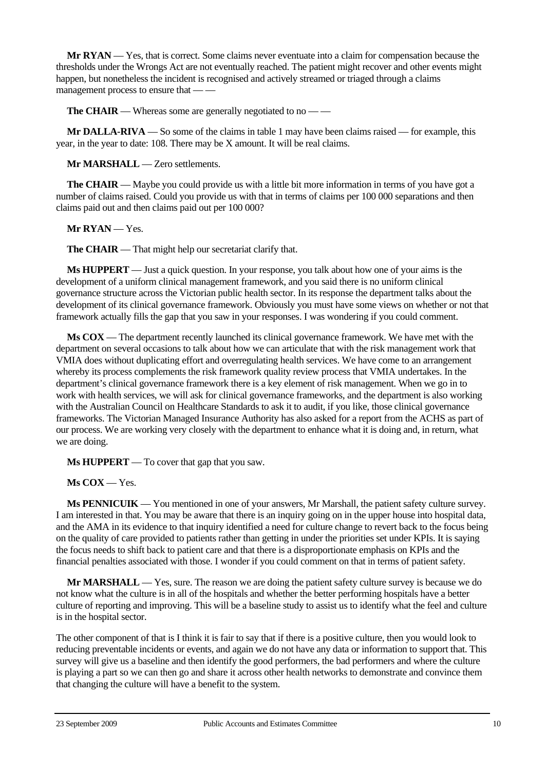**Mr RYAN** — Yes, that is correct. Some claims never eventuate into a claim for compensation because the thresholds under the Wrongs Act are not eventually reached. The patient might recover and other events might happen, but nonetheless the incident is recognised and actively streamed or triaged through a claims management process to ensure that — —

**The CHAIR** — Whereas some are generally negotiated to no — —

**Mr DALLA-RIVA** — So some of the claims in table 1 may have been claims raised — for example, this year, in the year to date: 108. There may be X amount. It will be real claims.

**Mr MARSHALL** — Zero settlements.

**The CHAIR** — Maybe you could provide us with a little bit more information in terms of you have got a number of claims raised. Could you provide us with that in terms of claims per 100 000 separations and then claims paid out and then claims paid out per 100 000?

**Mr RYAN** — Yes.

**The CHAIR** — That might help our secretariat clarify that.

**Ms HUPPERT** — Just a quick question. In your response, you talk about how one of your aims is the development of a uniform clinical management framework, and you said there is no uniform clinical governance structure across the Victorian public health sector. In its response the department talks about the development of its clinical governance framework. Obviously you must have some views on whether or not that framework actually fills the gap that you saw in your responses. I was wondering if you could comment.

**Ms COX** — The department recently launched its clinical governance framework. We have met with the department on several occasions to talk about how we can articulate that with the risk management work that VMIA does without duplicating effort and overregulating health services. We have come to an arrangement whereby its process complements the risk framework quality review process that VMIA undertakes. In the department's clinical governance framework there is a key element of risk management. When we go in to work with health services, we will ask for clinical governance frameworks, and the department is also working with the Australian Council on Healthcare Standards to ask it to audit, if you like, those clinical governance frameworks. The Victorian Managed Insurance Authority has also asked for a report from the ACHS as part of our process. We are working very closely with the department to enhance what it is doing and, in return, what we are doing.

**Ms HUPPERT** — To cover that gap that you saw.

**Ms COX** — Yes.

**Ms PENNICUIK** — You mentioned in one of your answers, Mr Marshall, the patient safety culture survey. I am interested in that. You may be aware that there is an inquiry going on in the upper house into hospital data, and the AMA in its evidence to that inquiry identified a need for culture change to revert back to the focus being on the quality of care provided to patients rather than getting in under the priorities set under KPIs. It is saying the focus needs to shift back to patient care and that there is a disproportionate emphasis on KPIs and the financial penalties associated with those. I wonder if you could comment on that in terms of patient safety.

**Mr MARSHALL** — Yes, sure. The reason we are doing the patient safety culture survey is because we do not know what the culture is in all of the hospitals and whether the better performing hospitals have a better culture of reporting and improving. This will be a baseline study to assist us to identify what the feel and culture is in the hospital sector.

The other component of that is I think it is fair to say that if there is a positive culture, then you would look to reducing preventable incidents or events, and again we do not have any data or information to support that. This survey will give us a baseline and then identify the good performers, the bad performers and where the culture is playing a part so we can then go and share it across other health networks to demonstrate and convince them that changing the culture will have a benefit to the system.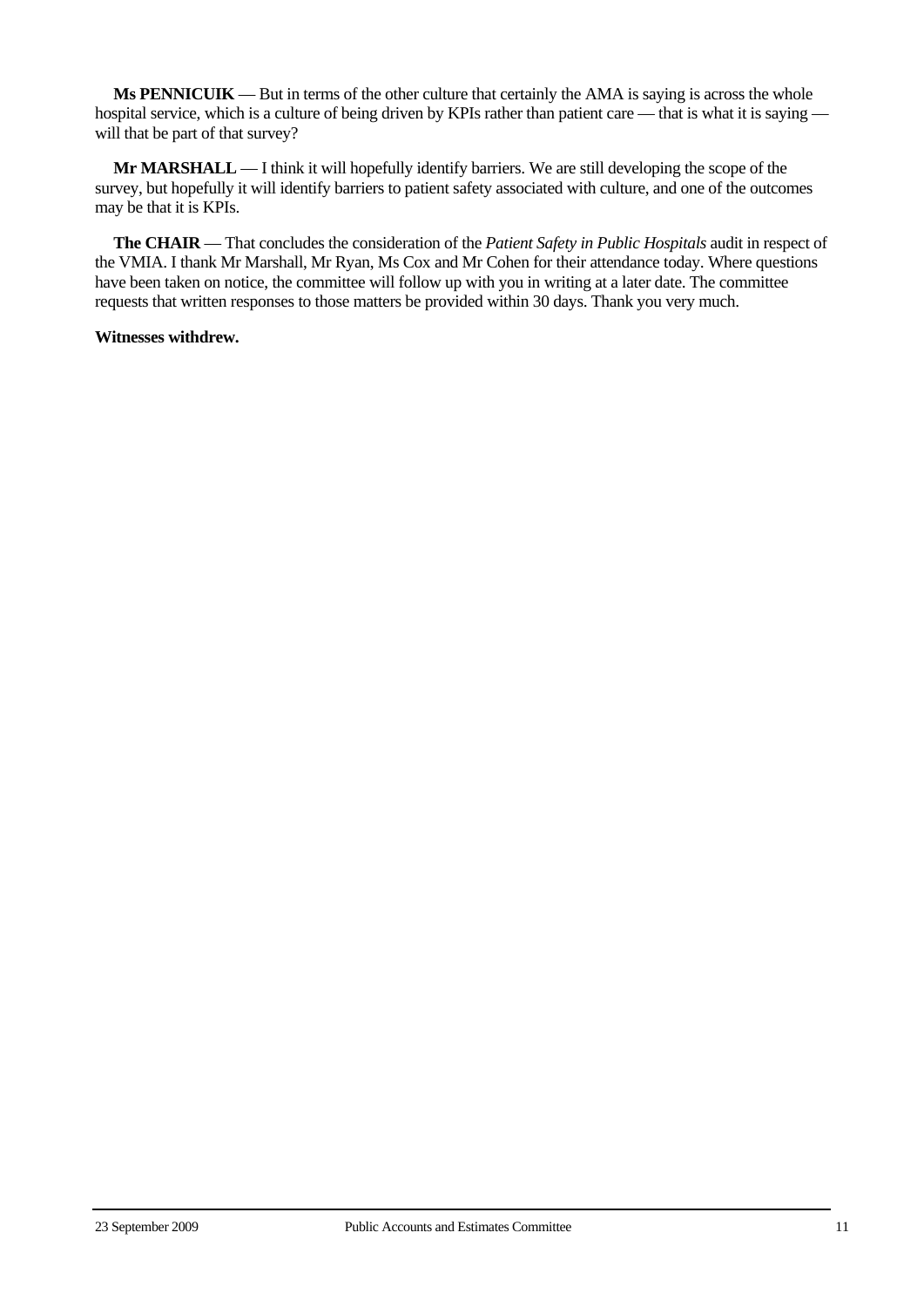**Ms PENNICUIK** — But in terms of the other culture that certainly the AMA is saying is across the whole hospital service, which is a culture of being driven by KPIs rather than patient care — that is what it is saying — will that be part of that survey?

**Mr MARSHALL** — I think it will hopefully identify barriers. We are still developing the scope of the survey, but hopefully it will identify barriers to patient safety associated with culture, and one of the outcomes may be that it is KPIs.

**The CHAIR** — That concludes the consideration of the *Patient Safety in Public Hospitals* audit in respect of the VMIA. I thank Mr Marshall, Mr Ryan, Ms Cox and Mr Cohen for their attendance today. Where questions have been taken on notice, the committee will follow up with you in writing at a later date. The committee requests that written responses to those matters be provided within 30 days. Thank you very much.

**Witnesses withdrew.**